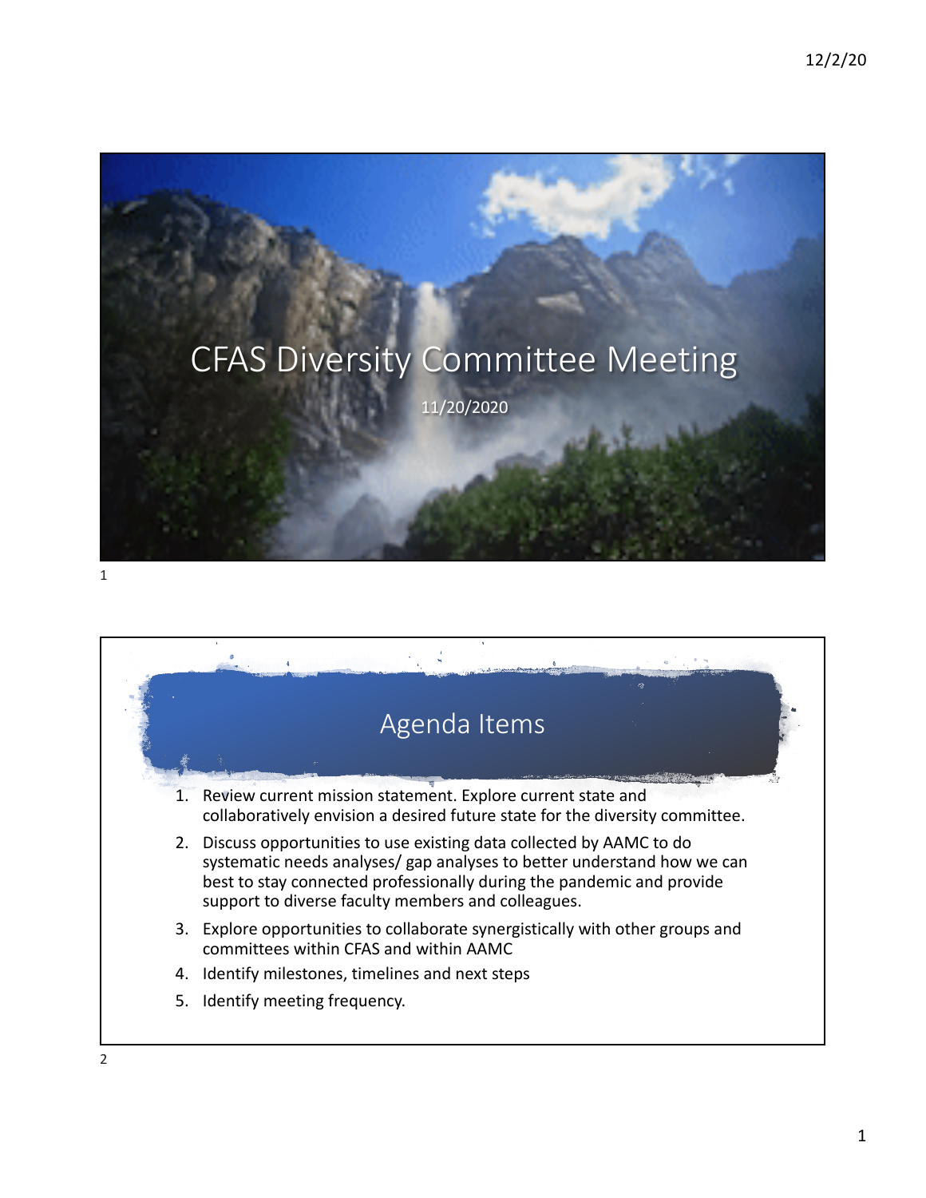# CFAS Diversity Committee Meeting

11/20/2020

## Agenda Items

1. Review current mission statement. Explore current state and collaboratively envision a desired future state for the diversity committee.
2. Discuss opportunities to use existing data collected by AAMC to do systematic needs analyses/ gap analyses to better understand how we can best to stay connected professionally during the pandemic and provide support to diverse faculty members and colleagues.
3. Explore opportunities to collaborate synergistically with other groups and committees within CFAS and within AAMC
4. Identify milestones, timelines and next steps
5. Identify meeting frequency.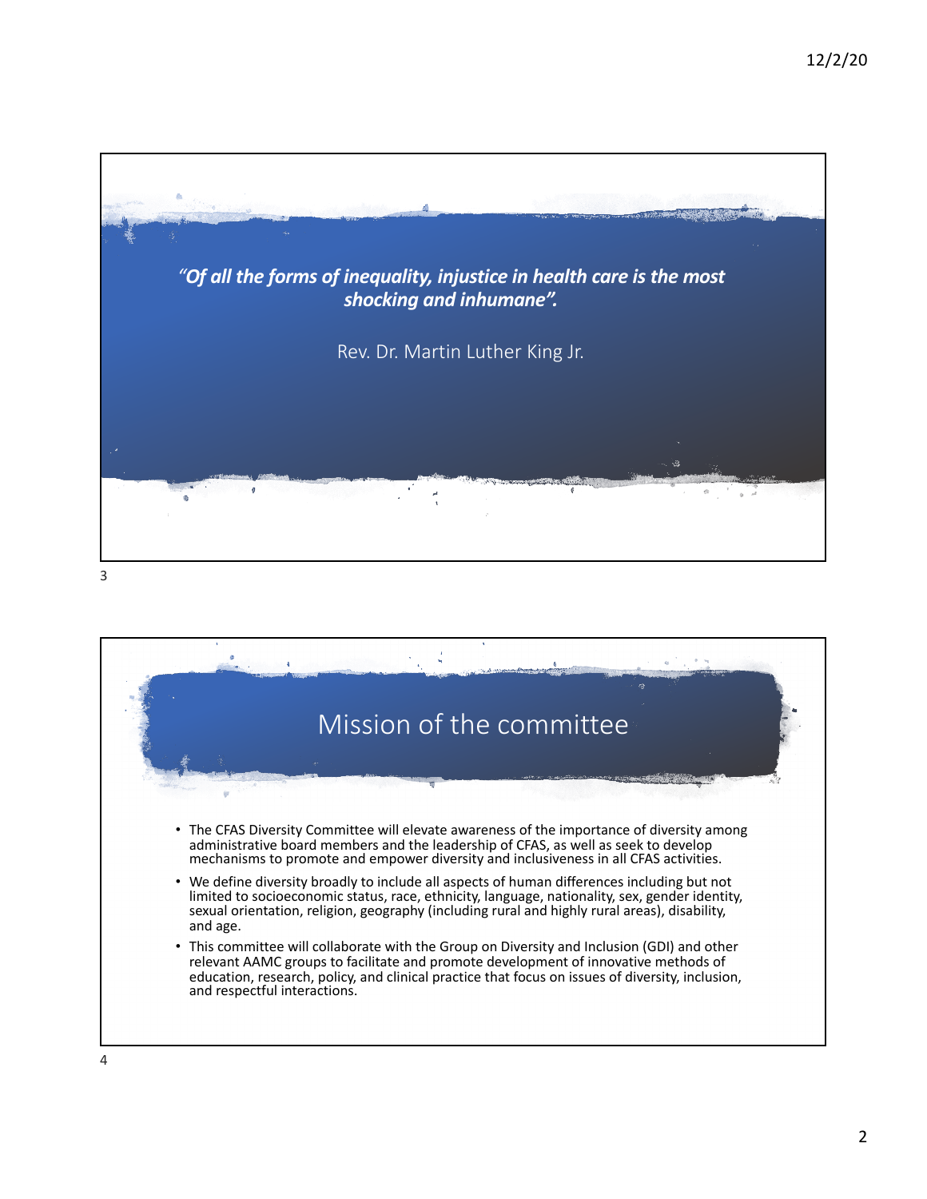*"Of all the forms of inequality, injustice in health care is the most shocking and inhumane".*

Rev. Dr. Martin Luther King Jr.

# Mission of the committee

- The CFAS Diversity Committee will elevate awareness of the importance of diversity among administrative board members and the leadership of CFAS, as well as seek to develop mechanisms to promote and empower diversity and inclusiveness in all CFAS activities.
- We define diversity broadly to include all aspects of human differences including but not limited to socioeconomic status, race, ethnicity, language, nationality, sex, gender identity, sexual orientation, religion, geography (including rural and highly rural areas), disability, and age.
- This committee will collaborate with the Group on Diversity and Inclusion (GDI) and other relevant AAMC groups to facilitate and promote development of innovative methods of education, research, policy, and clinical practice that focus on issues of diversity, inclusion, and respectful interactions.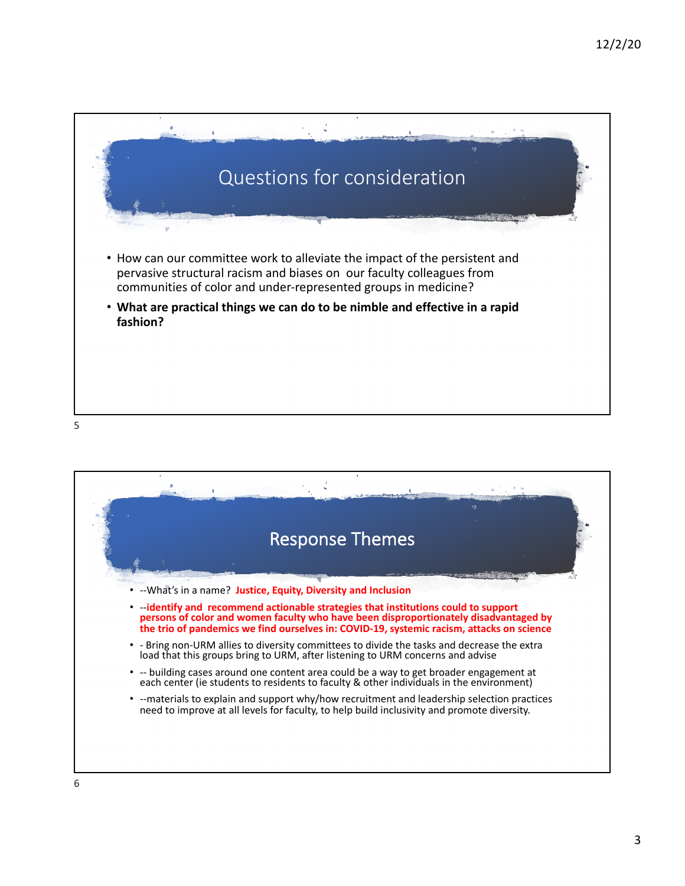## Questions for consideration

- How can our committee work to alleviate the impact of the persistent and pervasive structural racism and biases on our faculty colleagues from communities of color and under-represented groups in medicine?
- **What are practical things we can do to be nimble and effective in a rapid fashion?**

## Response Themes

- --What's in a name? **Justice, Equity, Diversity and Inclusion**
- --**identify and recommend actionable strategies that institutions could to support persons of color and women faculty who have been disproportionately disadvantaged by the trio of pandemics we find ourselves in: COVID-19, systemic racism, attacks on science**
- - Bring non-URM allies to diversity committees to divide the tasks and decrease the extra load that this groups bring to URM, after listening to URM concerns and advise
- -- building cases around one content area could be a way to get broader engagement at each center (ie students to residents to faculty & other individuals in the environment)
- --materials to explain and support why/how recruitment and leadership selection practices need to improve at all levels for faculty, to help build inclusivity and promote diversity.